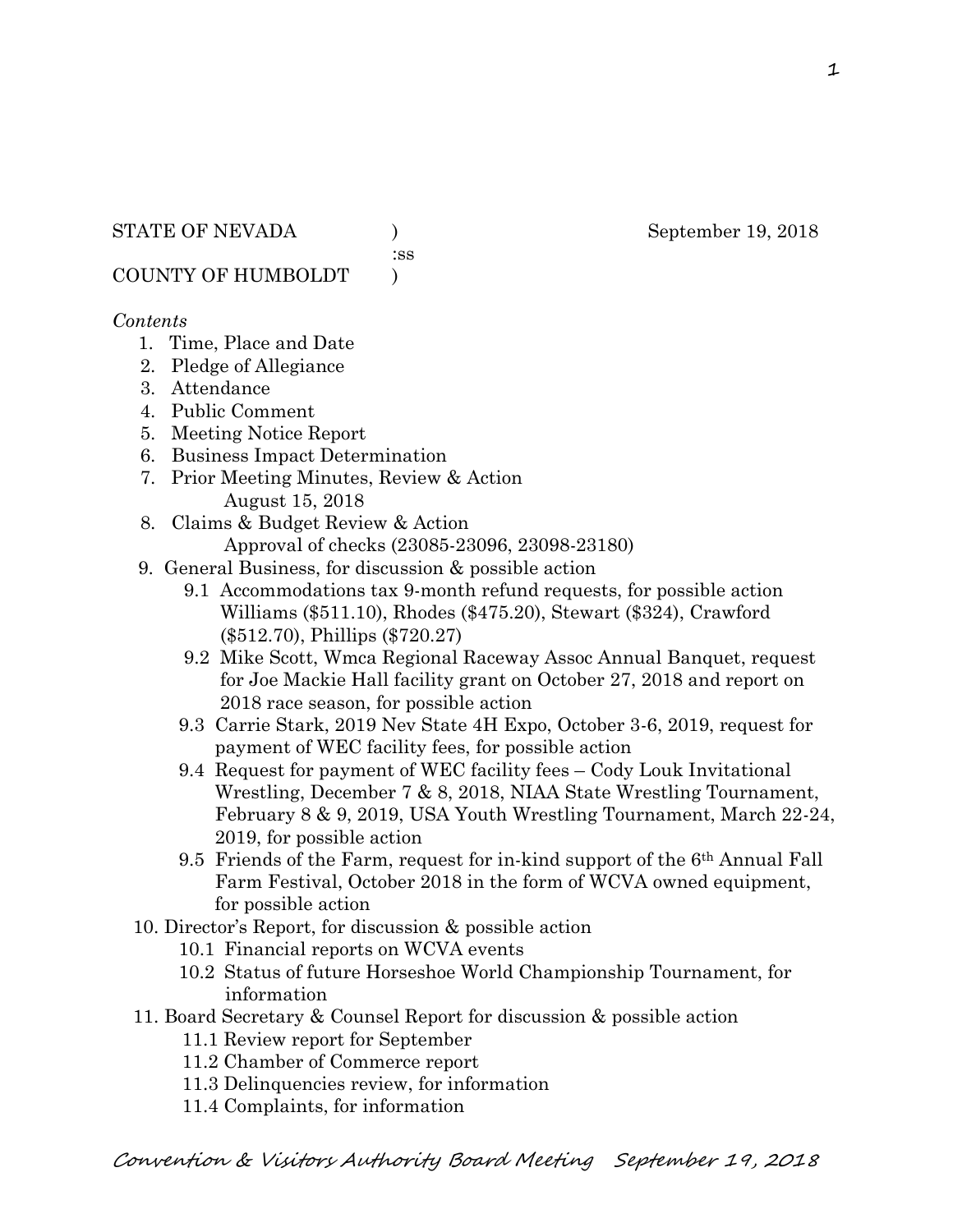STATE OF NEVADA ) September 19, 2018
:ss
COUNTY OF HUMBOLDT )

*Contents*

1. Time, Place and Date
2. Pledge of Allegiance
3. Attendance
4. Public Comment
5. Meeting Notice Report
6. Business Impact Determination
7. Prior Meeting Minutes, Review & Action
   August 15, 2018
8. Claims & Budget Review & Action
   Approval of checks (23085-23096, 23098-23180)
9. General Business, for discussion & possible action
   - 9.1 Accommodations tax 9-month refund requests, for possible action Williams ($511.10), Rhodes ($475.20), Stewart ($324), Crawford ($512.70), Phillips ($720.27)
   - 9.2 Mike Scott, Wmca Regional Raceway Assoc Annual Banquet, request for Joe Mackie Hall facility grant on October 27, 2018 and report on 2018 race season, for possible action
   - 9.3 Carrie Stark, 2019 Nev State 4H Expo, October 3-6, 2019, request for payment of WEC facility fees, for possible action
   - 9.4 Request for payment of WEC facility fees – Cody Louk Invitational Wrestling, December 7 & 8, 2018, NIAA State Wrestling Tournament, February 8 & 9, 2019, USA Youth Wrestling Tournament, March 22-24, 2019, for possible action
   - 9.5 Friends of the Farm, request for in-kind support of the 6th Annual Fall Farm Festival, October 2018 in the form of WCVA owned equipment, for possible action
10. Director's Report, for discussion & possible action
    - 10.1 Financial reports on WCVA events
    - 10.2 Status of future Horseshoe World Championship Tournament, for information
11. Board Secretary & Counsel Report for discussion & possible action
    - 11.1 Review report for September
    - 11.2 Chamber of Commerce report
    - 11.3 Delinquencies review, for information
    - 11.4 Complaints, for information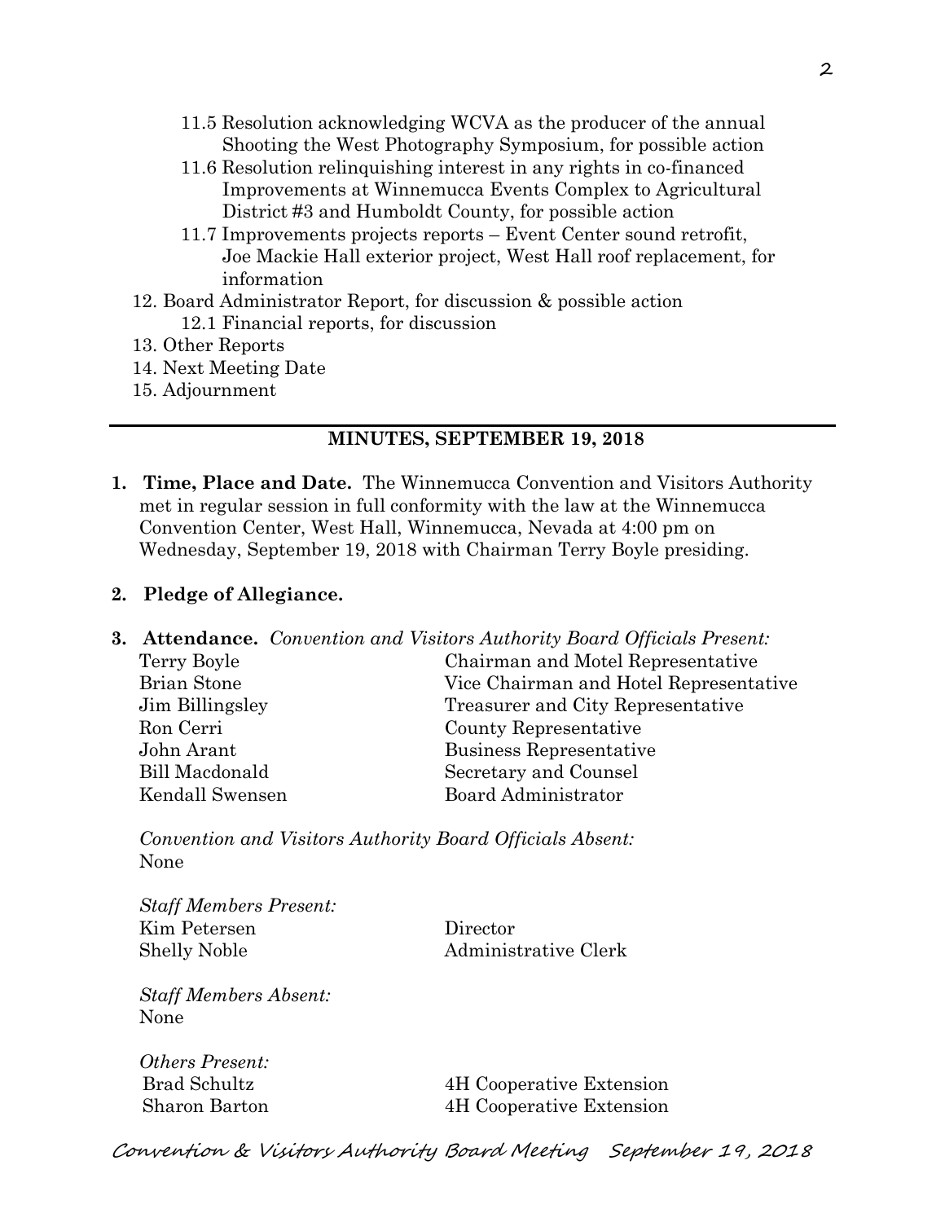- 11.5 Resolution acknowledging WCVA as the producer of the annual Shooting the West Photography Symposium, for possible action
- 11.6 Resolution relinquishing interest in any rights in co-financed Improvements at Winnemucca Events Complex to Agricultural District #3 and Humboldt County, for possible action
- 11.7 Improvements projects reports – Event Center sound retrofit, Joe Mackie Hall exterior project, West Hall roof replacement, for information

12. Board Administrator Report, for discussion & possible action
    - 12.1 Financial reports, for discussion
13. Other Reports
14. Next Meeting Date
15. Adjournment

---

## MINUTES, SEPTEMBER 19, 2018

1. **Time, Place and Date.** The Winnemucca Convention and Visitors Authority met in regular session in full conformity with the law at the Winnemucca Convention Center, West Hall, Winnemucca, Nevada at 4:00 pm on Wednesday, September 19, 2018 with Chairman Terry Boyle presiding.

2. **Pledge of Allegiance.**

3. **Attendance.** *Convention and Visitors Authority Board Officials Present:*

| | |
|---|---|
| Terry Boyle | Chairman and Motel Representative |
| Brian Stone | Vice Chairman and Hotel Representative |
| Jim Billingsley | Treasurer and City Representative |
| Ron Cerri | County Representative |
| John Arant | Business Representative |
| Bill Macdonald | Secretary and Counsel |
| Kendall Swensen | Board Administrator |

*Convention and Visitors Authority Board Officials Absent:*
None

*Staff Members Present:*

| | |
|---|---|
| Kim Petersen | Director |
| Shelly Noble | Administrative Clerk |

*Staff Members Absent:*
None

*Others Present:*

| | |
|---|---|
| Brad Schultz | 4H Cooperative Extension |
| Sharon Barton | 4H Cooperative Extension |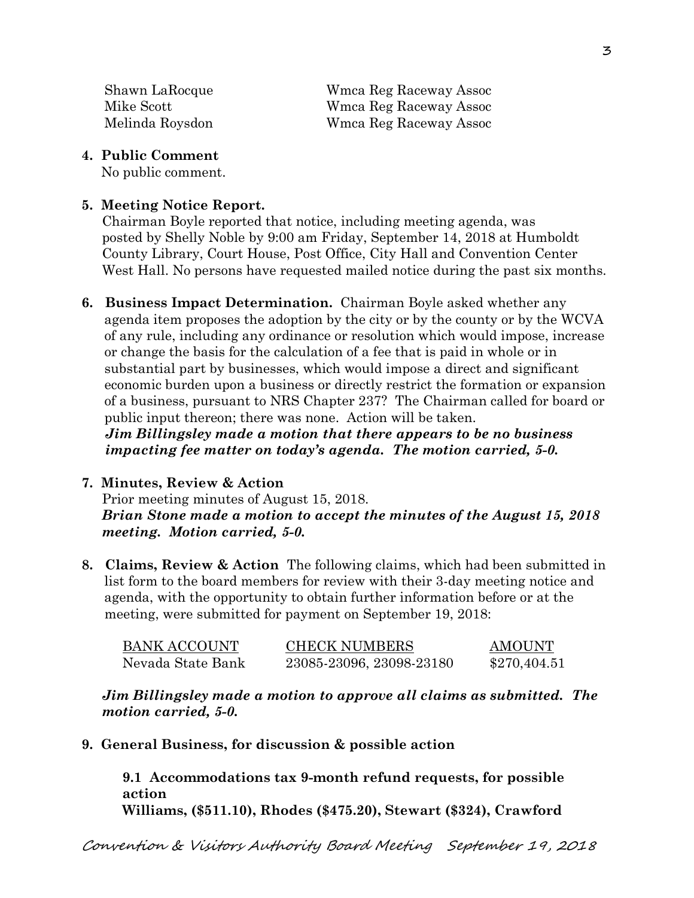| | |
|---|---|
| Shawn LaRocque | Wmca Reg Raceway Assoc |
| Mike Scott | Wmca Reg Raceway Assoc |
| Melinda Roysdon | Wmca Reg Raceway Assoc |

**4. Public Comment**

No public comment.

**5. Meeting Notice Report.**

Chairman Boyle reported that notice, including meeting agenda, was posted by Shelly Noble by 9:00 am Friday, September 14, 2018 at Humboldt County Library, Court House, Post Office, City Hall and Convention Center West Hall. No persons have requested mailed notice during the past six months.

**6. Business Impact Determination.** Chairman Boyle asked whether any agenda item proposes the adoption by the city or by the county or by the WCVA of any rule, including any ordinance or resolution which would impose, increase or change the basis for the calculation of a fee that is paid in whole or in substantial part by businesses, which would impose a direct and significant economic burden upon a business or directly restrict the formation or expansion of a business, pursuant to NRS Chapter 237? The Chairman called for board or public input thereon; there was none. Action will be taken.

***Jim Billingsley made a motion that there appears to be no business impacting fee matter on today's agenda. The motion carried, 5-0.***

**7. Minutes, Review & Action**

Prior meeting minutes of August 15, 2018.

***Brian Stone made a motion to accept the minutes of the August 15, 2018 meeting. Motion carried, 5-0.***

**8. Claims, Review & Action** The following claims, which had been submitted in list form to the board members for review with their 3-day meeting notice and agenda, with the opportunity to obtain further information before or at the meeting, were submitted for payment on September 19, 2018:

| BANK ACCOUNT | CHECK NUMBERS | AMOUNT |
|---|---|---|
| Nevada State Bank | 23085-23096, 23098-23180 | $270,404.51 |

***Jim Billingsley made a motion to approve all claims as submitted. The motion carried, 5-0.***

**9. General Business, for discussion & possible action**

**9.1 Accommodations tax 9-month refund requests, for possible action**

**Williams, ($511.10), Rhodes ($475.20), Stewart ($324), Crawford**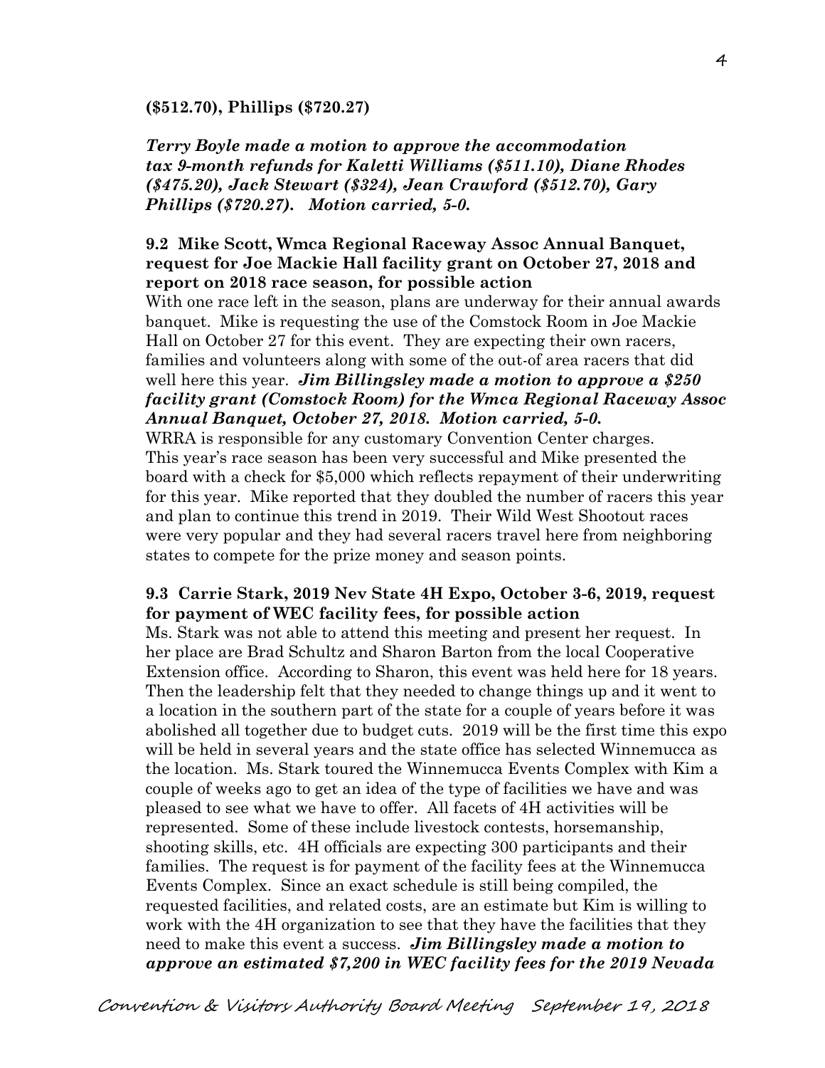**($512.70), Phillips ($720.27)**

***Terry Boyle made a motion to approve the accommodation tax 9-month refunds for Kaletti Williams ($511.10), Diane Rhodes ($475.20), Jack Stewart ($324), Jean Crawford ($512.70), Gary Phillips ($720.27). Motion carried, 5-0.***

**9.2 Mike Scott, Wmca Regional Raceway Assoc Annual Banquet, request for Joe Mackie Hall facility grant on October 27, 2018 and report on 2018 race season, for possible action**

With one race left in the season, plans are underway for their annual awards banquet. Mike is requesting the use of the Comstock Room in Joe Mackie Hall on October 27 for this event. They are expecting their own racers, families and volunteers along with some of the out-of area racers that did well here this year. ***Jim Billingsley made a motion to approve a $250 facility grant (Comstock Room) for the Wmca Regional Raceway Assoc Annual Banquet, October 27, 2018. Motion carried, 5-0.***

WRRA is responsible for any customary Convention Center charges. This year's race season has been very successful and Mike presented the board with a check for $5,000 which reflects repayment of their underwriting for this year. Mike reported that they doubled the number of racers this year and plan to continue this trend in 2019. Their Wild West Shootout races were very popular and they had several racers travel here from neighboring states to compete for the prize money and season points.

**9.3 Carrie Stark, 2019 Nev State 4H Expo, October 3-6, 2019, request for payment of WEC facility fees, for possible action**

Ms. Stark was not able to attend this meeting and present her request. In her place are Brad Schultz and Sharon Barton from the local Cooperative Extension office. According to Sharon, this event was held here for 18 years. Then the leadership felt that they needed to change things up and it went to a location in the southern part of the state for a couple of years before it was abolished all together due to budget cuts. 2019 will be the first time this expo will be held in several years and the state office has selected Winnemucca as the location. Ms. Stark toured the Winnemucca Events Complex with Kim a couple of weeks ago to get an idea of the type of facilities we have and was pleased to see what we have to offer. All facets of 4H activities will be represented. Some of these include livestock contests, horsemanship, shooting skills, etc. 4H officials are expecting 300 participants and their families. The request is for payment of the facility fees at the Winnemucca Events Complex. Since an exact schedule is still being compiled, the requested facilities, and related costs, are an estimate but Kim is willing to work with the 4H organization to see that they have the facilities that they need to make this event a success. ***Jim Billingsley made a motion to approve an estimated $7,200 in WEC facility fees for the 2019 Nevada***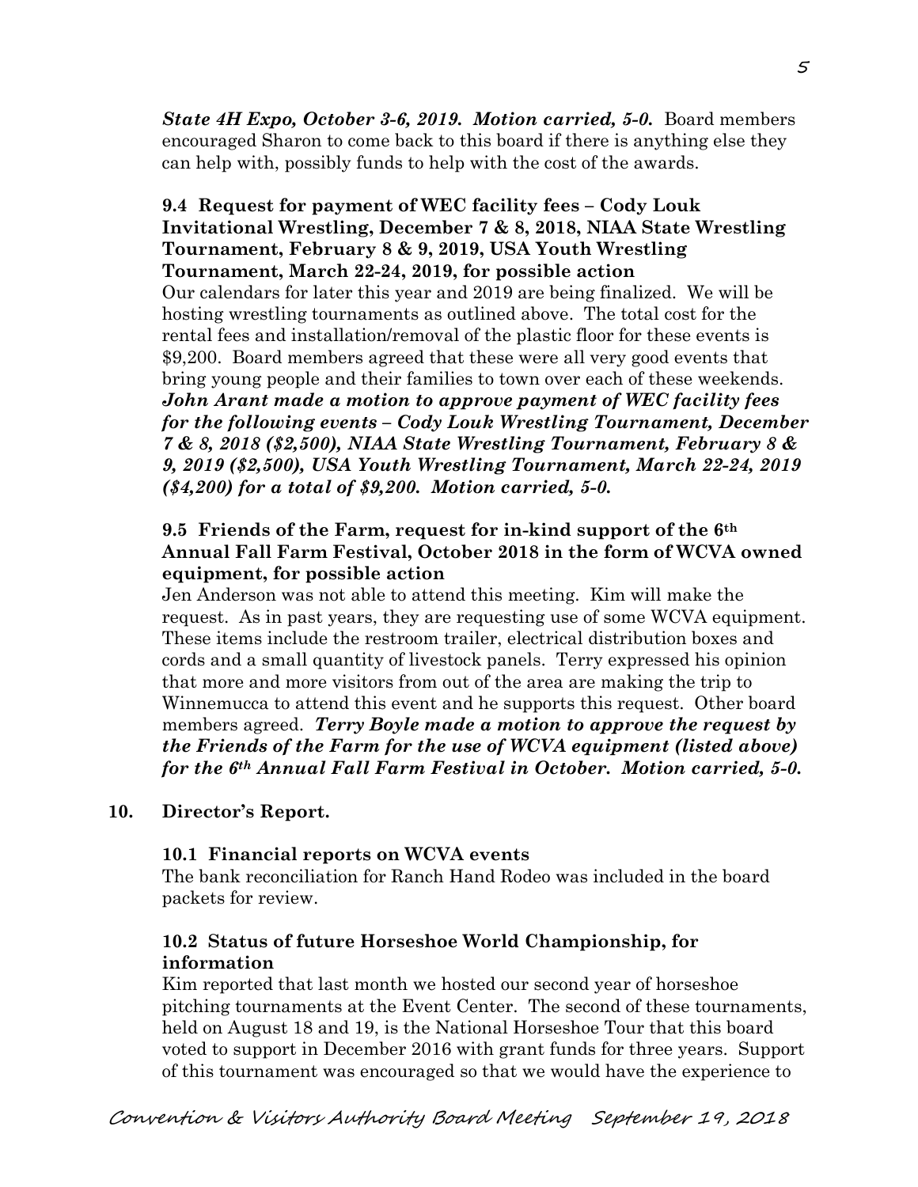***State 4H Expo, October 3-6, 2019. Motion carried, 5-0.*** Board members encouraged Sharon to come back to this board if there is anything else they can help with, possibly funds to help with the cost of the awards.

**9.4 Request for payment of WEC facility fees – Cody Louk Invitational Wrestling, December 7 & 8, 2018, NIAA State Wrestling Tournament, February 8 & 9, 2019, USA Youth Wrestling Tournament, March 22-24, 2019, for possible action**

Our calendars for later this year and 2019 are being finalized. We will be hosting wrestling tournaments as outlined above. The total cost for the rental fees and installation/removal of the plastic floor for these events is $9,200. Board members agreed that these were all very good events that bring young people and their families to town over each of these weekends. ***John Arant made a motion to approve payment of WEC facility fees for the following events – Cody Louk Wrestling Tournament, December 7 & 8, 2018 ($2,500), NIAA State Wrestling Tournament, February 8 & 9, 2019 ($2,500), USA Youth Wrestling Tournament, March 22-24, 2019 ($4,200) for a total of $9,200. Motion carried, 5-0.***

**9.5 Friends of the Farm, request for in-kind support of the 6th Annual Fall Farm Festival, October 2018 in the form of WCVA owned equipment, for possible action**

Jen Anderson was not able to attend this meeting. Kim will make the request. As in past years, they are requesting use of some WCVA equipment. These items include the restroom trailer, electrical distribution boxes and cords and a small quantity of livestock panels. Terry expressed his opinion that more and more visitors from out of the area are making the trip to Winnemucca to attend this event and he supports this request. Other board members agreed. ***Terry Boyle made a motion to approve the request by the Friends of the Farm for the use of WCVA equipment (listed above) for the 6th Annual Fall Farm Festival in October. Motion carried, 5-0.***

**10. Director's Report.**

**10.1 Financial reports on WCVA events**

The bank reconciliation for Ranch Hand Rodeo was included in the board packets for review.

**10.2 Status of future Horseshoe World Championship, for information**

Kim reported that last month we hosted our second year of horseshoe pitching tournaments at the Event Center. The second of these tournaments, held on August 18 and 19, is the National Horseshoe Tour that this board voted to support in December 2016 with grant funds for three years. Support of this tournament was encouraged so that we would have the experience to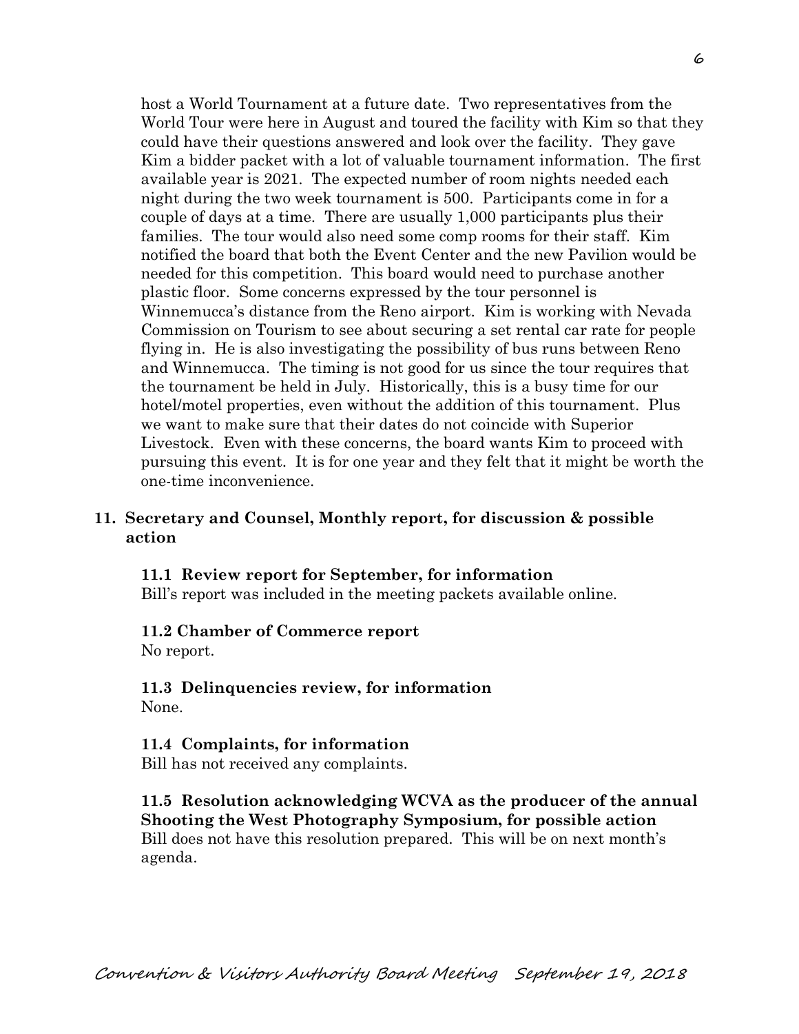host a World Tournament at a future date. Two representatives from the World Tour were here in August and toured the facility with Kim so that they could have their questions answered and look over the facility. They gave Kim a bidder packet with a lot of valuable tournament information. The first available year is 2021. The expected number of room nights needed each night during the two week tournament is 500. Participants come in for a couple of days at a time. There are usually 1,000 participants plus their families. The tour would also need some comp rooms for their staff. Kim notified the board that both the Event Center and the new Pavilion would be needed for this competition. This board would need to purchase another plastic floor. Some concerns expressed by the tour personnel is Winnemucca's distance from the Reno airport. Kim is working with Nevada Commission on Tourism to see about securing a set rental car rate for people flying in. He is also investigating the possibility of bus runs between Reno and Winnemucca. The timing is not good for us since the tour requires that the tournament be held in July. Historically, this is a busy time for our hotel/motel properties, even without the addition of this tournament. Plus we want to make sure that their dates do not coincide with Superior Livestock. Even with these concerns, the board wants Kim to proceed with pursuing this event. It is for one year and they felt that it might be worth the one-time inconvenience.

**11. Secretary and Counsel, Monthly report, for discussion & possible action**

**11.1 Review report for September, for information**
Bill's report was included in the meeting packets available online.

**11.2 Chamber of Commerce report**
No report.

**11.3 Delinquencies review, for information**
None.

**11.4 Complaints, for information**
Bill has not received any complaints.

**11.5 Resolution acknowledging WCVA as the producer of the annual Shooting the West Photography Symposium, for possible action**
Bill does not have this resolution prepared. This will be on next month's agenda.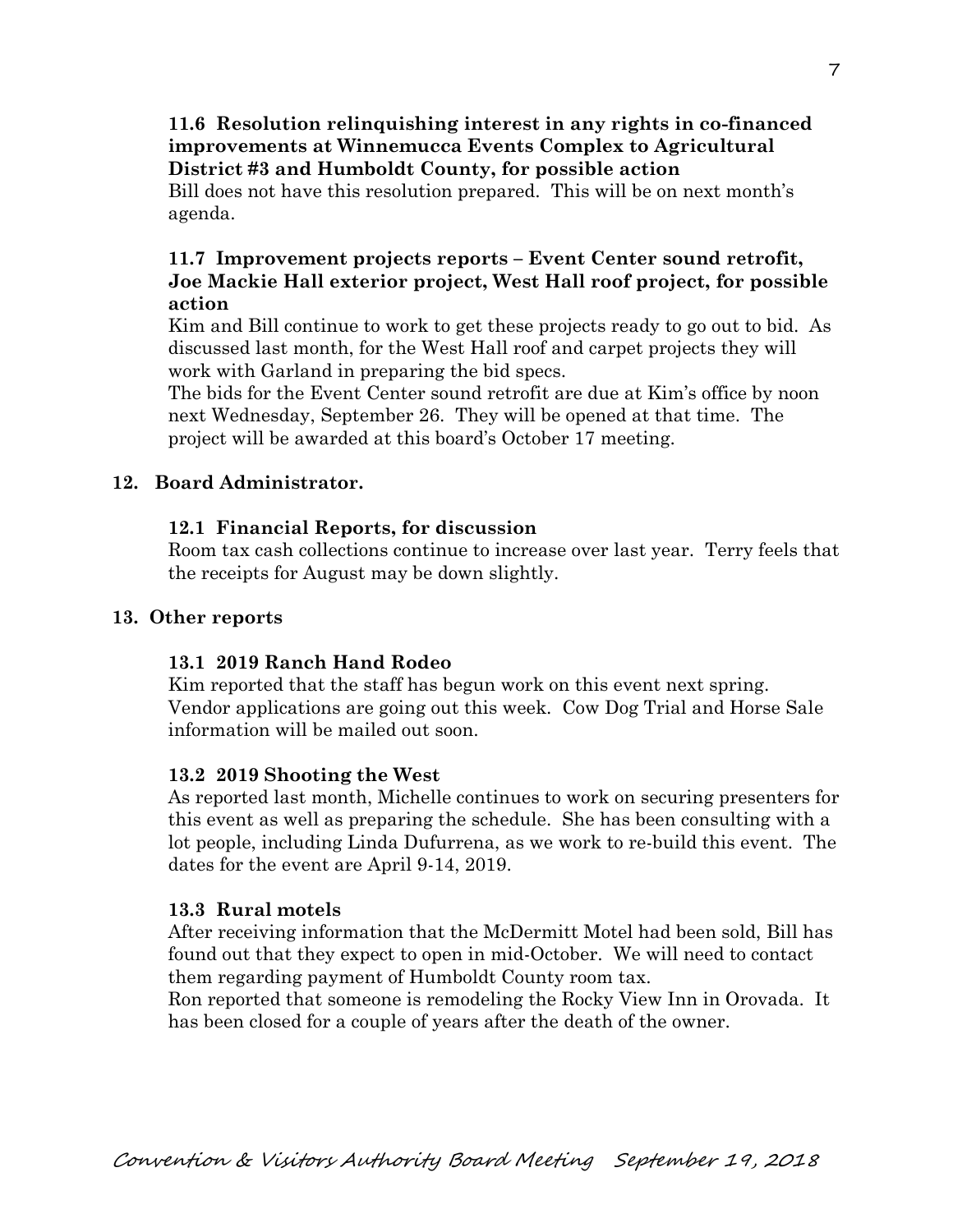**11.6 Resolution relinquishing interest in any rights in co-financed improvements at Winnemucca Events Complex to Agricultural District #3 and Humboldt County, for possible action**

Bill does not have this resolution prepared. This will be on next month's agenda.

**11.7 Improvement projects reports – Event Center sound retrofit, Joe Mackie Hall exterior project, West Hall roof project, for possible action**

Kim and Bill continue to work to get these projects ready to go out to bid. As discussed last month, for the West Hall roof and carpet projects they will work with Garland in preparing the bid specs.

The bids for the Event Center sound retrofit are due at Kim's office by noon next Wednesday, September 26. They will be opened at that time. The project will be awarded at this board's October 17 meeting.

**12. Board Administrator.**

**12.1 Financial Reports, for discussion**

Room tax cash collections continue to increase over last year. Terry feels that the receipts for August may be down slightly.

**13. Other reports**

**13.1 2019 Ranch Hand Rodeo**

Kim reported that the staff has begun work on this event next spring. Vendor applications are going out this week. Cow Dog Trial and Horse Sale information will be mailed out soon.

**13.2 2019 Shooting the West**

As reported last month, Michelle continues to work on securing presenters for this event as well as preparing the schedule. She has been consulting with a lot people, including Linda Dufurrena, as we work to re-build this event. The dates for the event are April 9-14, 2019.

**13.3 Rural motels**

After receiving information that the McDermitt Motel had been sold, Bill has found out that they expect to open in mid-October. We will need to contact them regarding payment of Humboldt County room tax.

Ron reported that someone is remodeling the Rocky View Inn in Orovada. It has been closed for a couple of years after the death of the owner.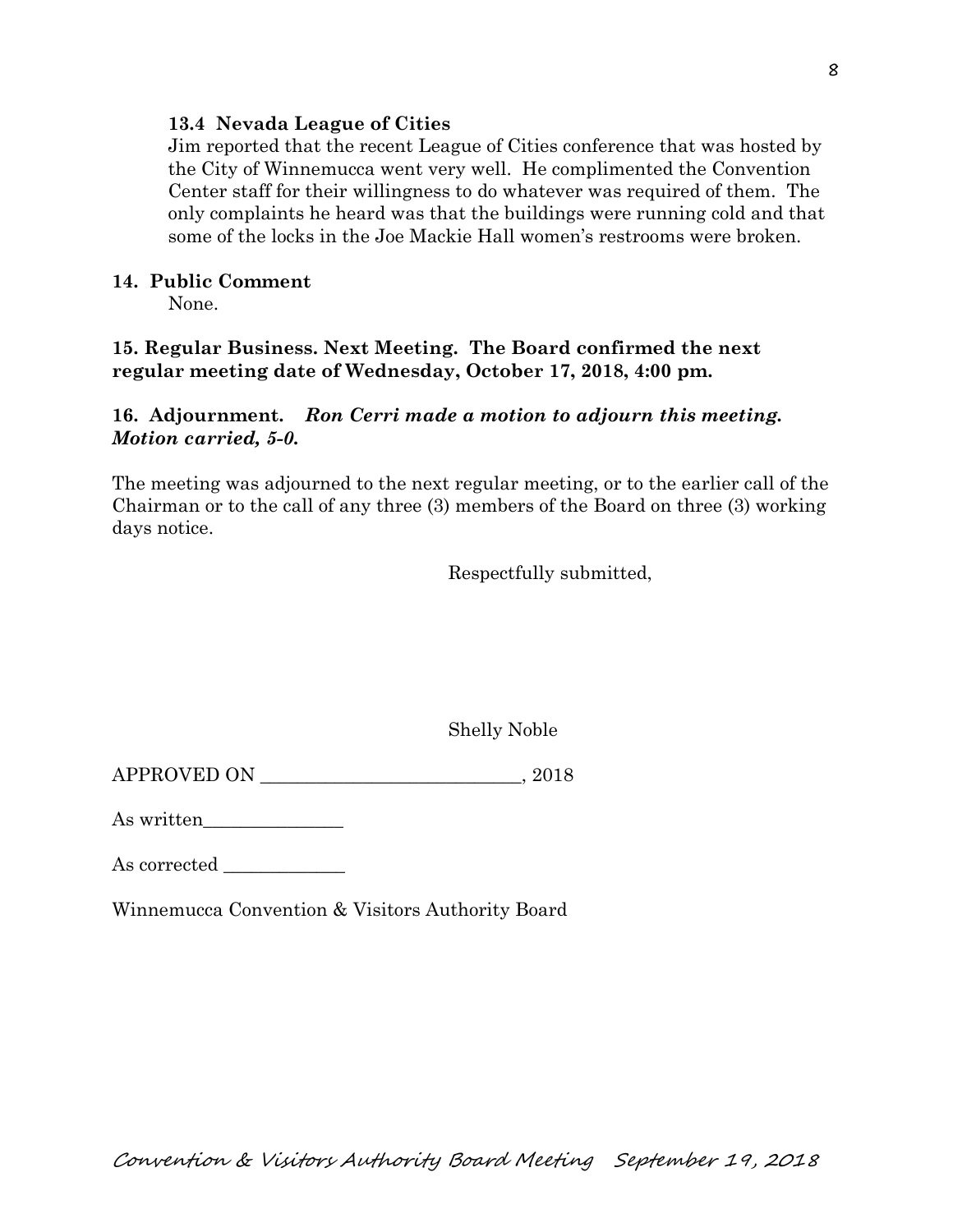**13.4 Nevada League of Cities**

Jim reported that the recent League of Cities conference that was hosted by the City of Winnemucca went very well. He complimented the Convention Center staff for their willingness to do whatever was required of them. The only complaints he heard was that the buildings were running cold and that some of the locks in the Joe Mackie Hall women's restrooms were broken.

**14. Public Comment**

None.

**15. Regular Business. Next Meeting. The Board confirmed the next regular meeting date of Wednesday, October 17, 2018, 4:00 pm.**

**16. Adjournment.** ***Ron Cerri made a motion to adjourn this meeting. Motion carried, 5-0.***

The meeting was adjourned to the next regular meeting, or to the earlier call of the Chairman or to the call of any three (3) members of the Board on three (3) working days notice.

Respectfully submitted,

Shelly Noble

APPROVED ON ____________________________, 2018

As written_______________

As corrected _____________

Winnemucca Convention & Visitors Authority Board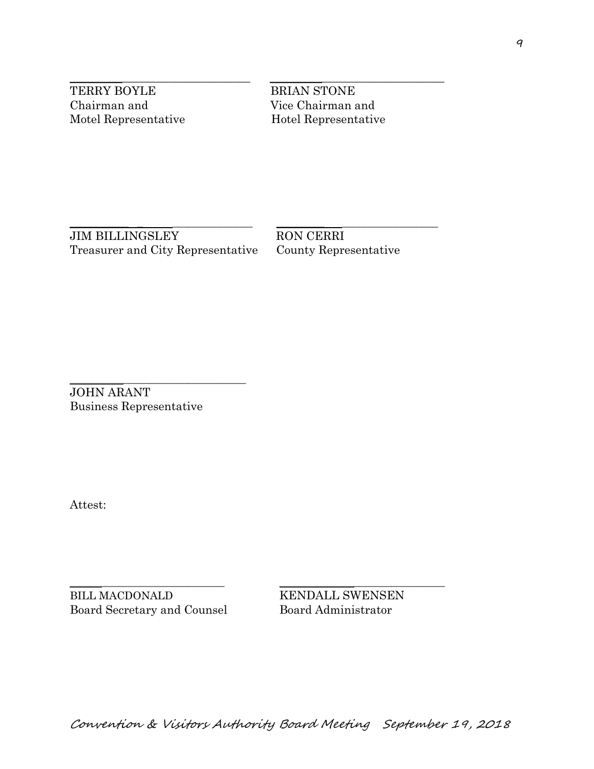TERRY BOYLE
Chairman and
Motel Representative

BRIAN STONE
Vice Chairman and
Hotel Representative

JIM BILLINGSLEY
Treasurer and City Representative

RON CERRI
County Representative

JOHN ARANT
Business Representative

Attest:

BILL MACDONALD
Board Secretary and Counsel

KENDALL SWENSEN
Board Administrator